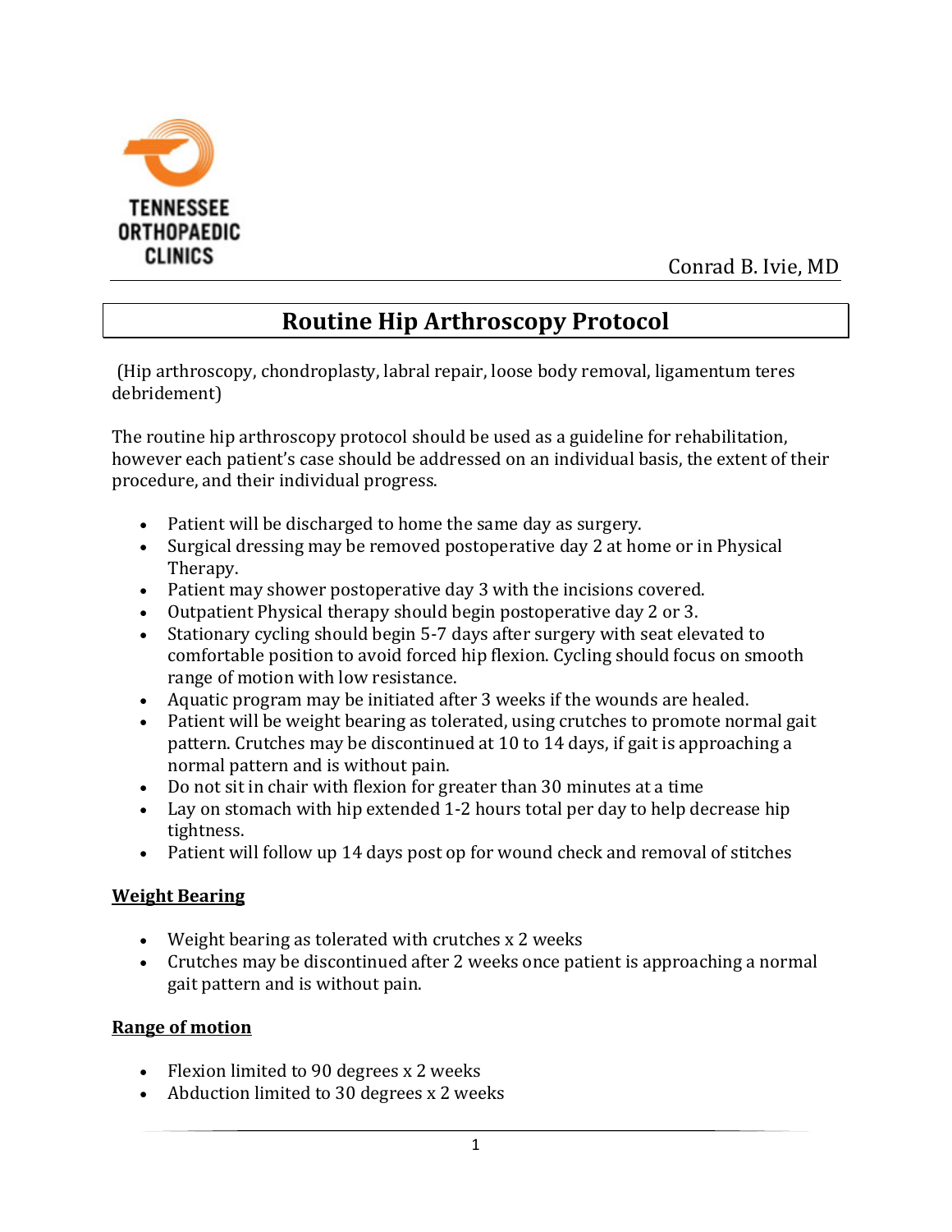TENNESSEE ORTHOPAEDIC CLINICS

Conrad B. Ivie, MD

# Routine Hip Arthroscopy Protocol

(Hip arthroscopy, chondroplasty, labral repair, loose body removal, ligamentum teres debridement)

The routine hip arthroscopy protocol should be used as a guideline for rehabilitation, however each patient's case should be addressed on an individual basis, the extent of their procedure, and their individual progress.

- Patient will be discharged to home the same day as surgery.
- Surgical dressing may be removed postoperative day 2 at home or in Physical Therapy.
- Patient may shower postoperative day 3 with the incisions covered.
- Outpatient Physical therapy should begin postoperative day 2 or 3.
- Stationary cycling should begin 5-7 days after surgery with seat elevated to comfortable position to avoid forced hip flexion. Cycling should focus on smooth range of motion with low resistance.
- Aquatic program may be initiated after 3 weeks if the wounds are healed.
- Patient will be weight bearing as tolerated, using crutches to promote normal gait pattern. Crutches may be discontinued at 10 to 14 days, if gait is approaching a normal pattern and is without pain.
- Do not sit in chair with flexion for greater than 30 minutes at a time
- Lay on stomach with hip extended 1-2 hours total per day to help decrease hip tightness.
- Patient will follow up 14 days post op for wound check and removal of stitches

## Weight Bearing

- Weight bearing as tolerated with crutches x 2 weeks
- Crutches may be discontinued after 2 weeks once patient is approaching a normal gait pattern and is without pain.

## Range of motion

- Flexion limited to 90 degrees x 2 weeks
- Abduction limited to 30 degrees x 2 weeks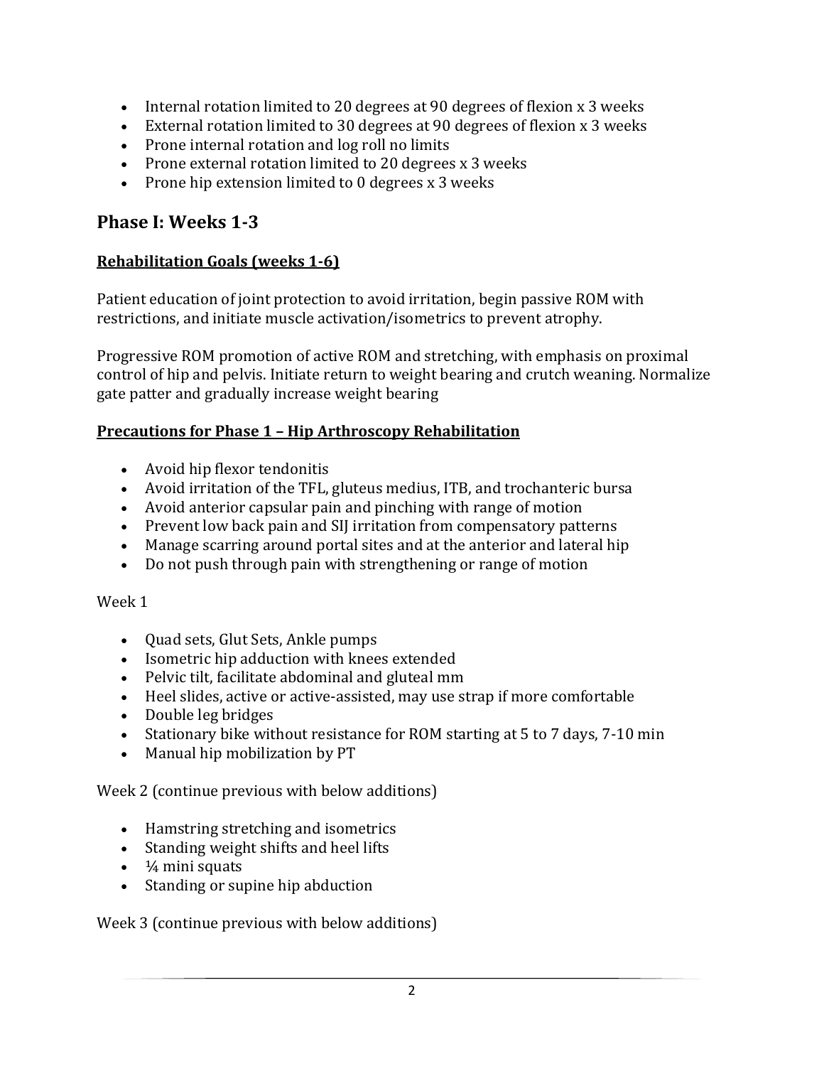- Internal rotation limited to 20 degrees at 90 degrees of flexion x 3 weeks
- External rotation limited to 30 degrees at 90 degrees of flexion x 3 weeks
- Prone internal rotation and log roll no limits
- Prone external rotation limited to 20 degrees x 3 weeks
- Prone hip extension limited to 0 degrees x 3 weeks

## Phase I: Weeks 1-3

**Rehabilitation Goals (weeks 1-6)**

Patient education of joint protection to avoid irritation, begin passive ROM with restrictions, and initiate muscle activation/isometrics to prevent atrophy.

Progressive ROM promotion of active ROM and stretching, with emphasis on proximal control of hip and pelvis. Initiate return to weight bearing and crutch weaning. Normalize gate patter and gradually increase weight bearing

**Precautions for Phase 1 – Hip Arthroscopy Rehabilitation**

- Avoid hip flexor tendonitis
- Avoid irritation of the TFL, gluteus medius, ITB, and trochanteric bursa
- Avoid anterior capsular pain and pinching with range of motion
- Prevent low back pain and SIJ irritation from compensatory patterns
- Manage scarring around portal sites and at the anterior and lateral hip
- Do not push through pain with strengthening or range of motion

Week 1

- Quad sets, Glut Sets, Ankle pumps
- Isometric hip adduction with knees extended
- Pelvic tilt, facilitate abdominal and gluteal mm
- Heel slides, active or active-assisted, may use strap if more comfortable
- Double leg bridges
- Stationary bike without resistance for ROM starting at 5 to 7 days, 7-10 min
- Manual hip mobilization by PT

Week 2 (continue previous with below additions)

- Hamstring stretching and isometrics
- Standing weight shifts and heel lifts
- ¼ mini squats
- Standing or supine hip abduction

Week 3 (continue previous with below additions)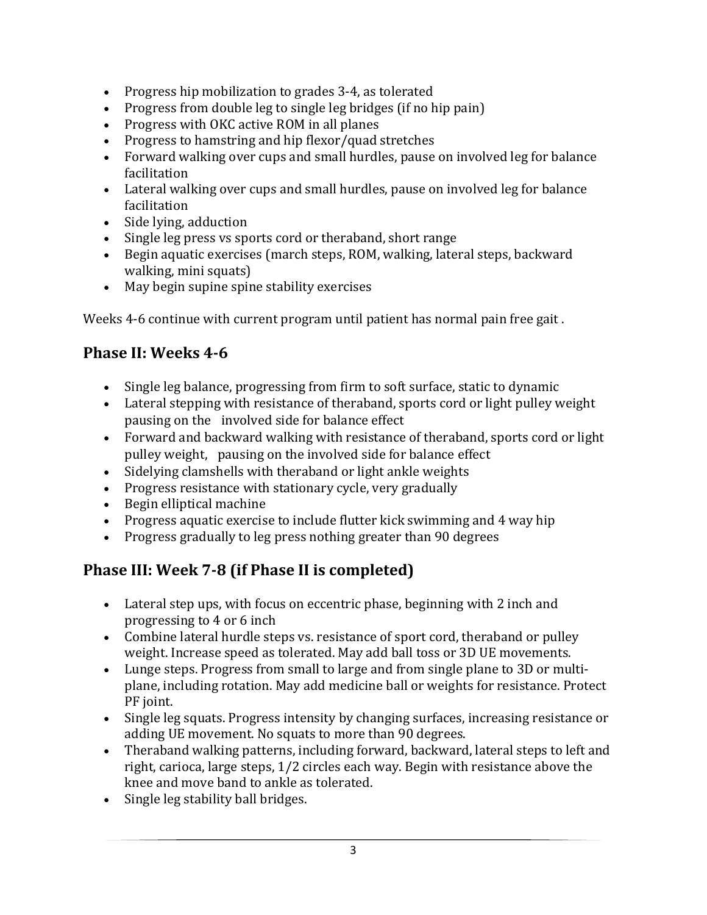- Progress hip mobilization to grades 3-4, as tolerated
- Progress from double leg to single leg bridges (if no hip pain)
- Progress with OKC active ROM in all planes
- Progress to hamstring and hip flexor/quad stretches
- Forward walking over cups and small hurdles, pause on involved leg for balance facilitation
- Lateral walking over cups and small hurdles, pause on involved leg for balance facilitation
- Side lying, adduction
- Single leg press vs sports cord or theraband, short range
- Begin aquatic exercises (march steps, ROM, walking, lateral steps, backward walking, mini squats)
- May begin supine spine stability exercises

Weeks 4-6 continue with current program until patient has normal pain free gait .

## Phase II: Weeks 4-6

- Single leg balance, progressing from firm to soft surface, static to dynamic
- Lateral stepping with resistance of theraband, sports cord or light pulley weight pausing on the involved side for balance effect
- Forward and backward walking with resistance of theraband, sports cord or light pulley weight, pausing on the involved side for balance effect
- Sidelying clamshells with theraband or light ankle weights
- Progress resistance with stationary cycle, very gradually
- Begin elliptical machine
- Progress aquatic exercise to include flutter kick swimming and 4 way hip
- Progress gradually to leg press nothing greater than 90 degrees

## Phase III: Week 7-8 (if Phase II is completed)

- Lateral step ups, with focus on eccentric phase, beginning with 2 inch and progressing to 4 or 6 inch
- Combine lateral hurdle steps vs. resistance of sport cord, theraband or pulley weight. Increase speed as tolerated. May add ball toss or 3D UE movements.
- Lunge steps. Progress from small to large and from single plane to 3D or multi-plane, including rotation. May add medicine ball or weights for resistance. Protect PF joint.
- Single leg squats. Progress intensity by changing surfaces, increasing resistance or adding UE movement. No squats to more than 90 degrees.
- Theraband walking patterns, including forward, backward, lateral steps to left and right, carioca, large steps, 1/2 circles each way. Begin with resistance above the knee and move band to ankle as tolerated.
- Single leg stability ball bridges.